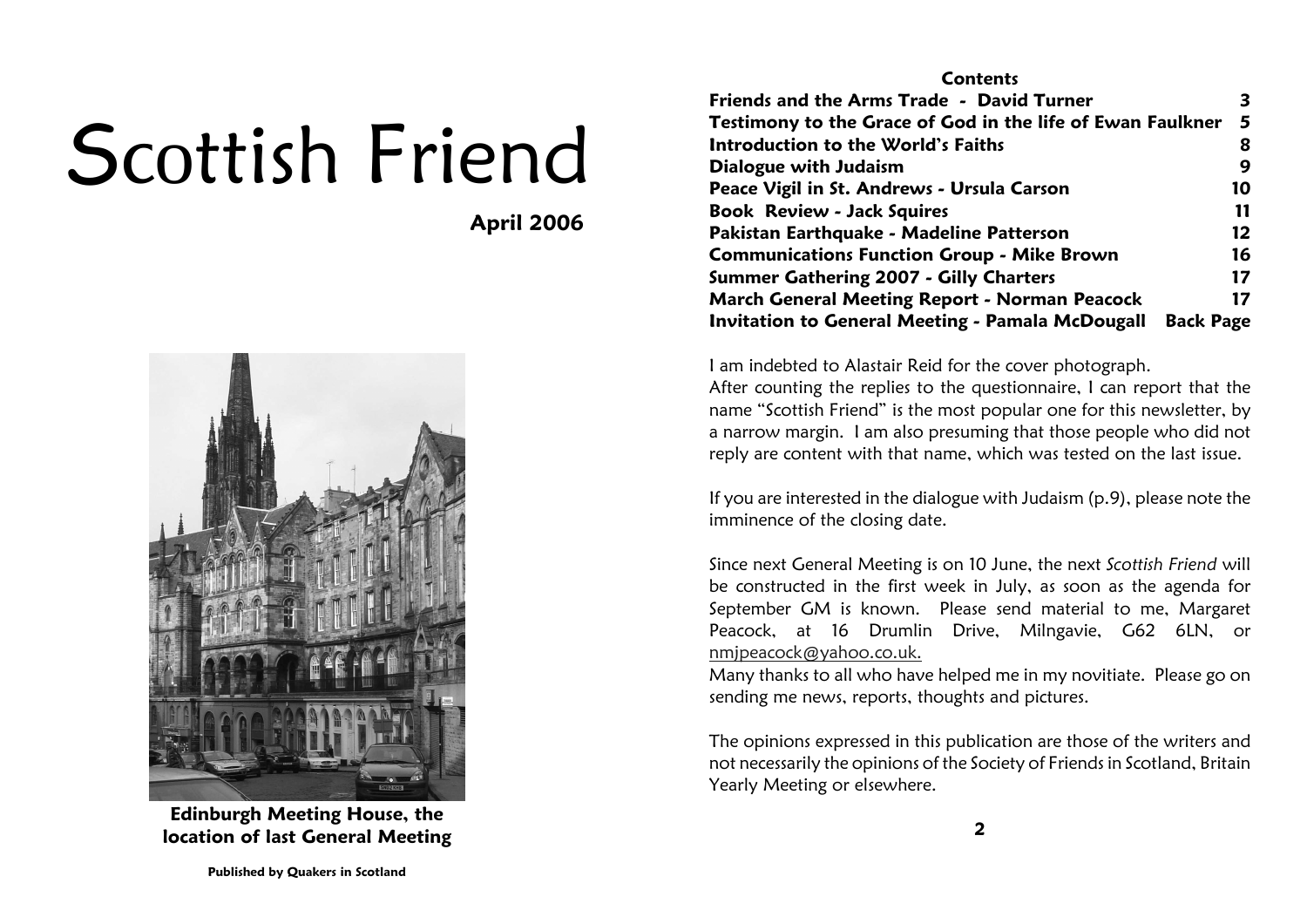# Scottish Friend

**April 2006**

**Edinburgh Meeting House, the location of last General Meeting**

**Published by Quakers in Scotland**

**Contents**

| | |
|---|---|
| **Friends and the Arms Trade - David Turner** | **3** |
| **Testimony to the Grace of God in the life of Ewan Faulkner** | **5** |
| **Introduction to the World's Faiths** | **8** |
| **Dialogue with Judaism** | **9** |
| **Peace Vigil in St. Andrews - Ursula Carson** | **10** |
| **Book Review - Jack Squires** | **11** |
| **Pakistan Earthquake - Madeline Patterson** | **12** |
| **Communications Function Group - Mike Brown** | **16** |
| **Summer Gathering 2007 - Gilly Charters** | **17** |
| **March General Meeting Report - Norman Peacock** | **17** |
| **Invitation to General Meeting - Pamala McDougall** | **Back Page** |

I am indebted to Alastair Reid for the cover photograph.
After counting the replies to the questionnaire, I can report that the name "Scottish Friend" is the most popular one for this newsletter, by a narrow margin. I am also presuming that those people who did not reply are content with that name, which was tested on the last issue.

If you are interested in the dialogue with Judaism (p.9), please note the imminence of the closing date.

Since next General Meeting is on 10 June, the next *Scottish Friend* will be constructed in the first week in July, as soon as the agenda for September GM is known. Please send material to me, Margaret Peacock, at 16 Drumlin Drive, Milngavie, G62 6LN, or nmjpeacock@yahoo.co.uk.
Many thanks to all who have helped me in my novitiate. Please go on sending me news, reports, thoughts and pictures.

The opinions expressed in this publication are those of the writers and not necessarily the opinions of the Society of Friends in Scotland, Britain Yearly Meeting or elsewhere.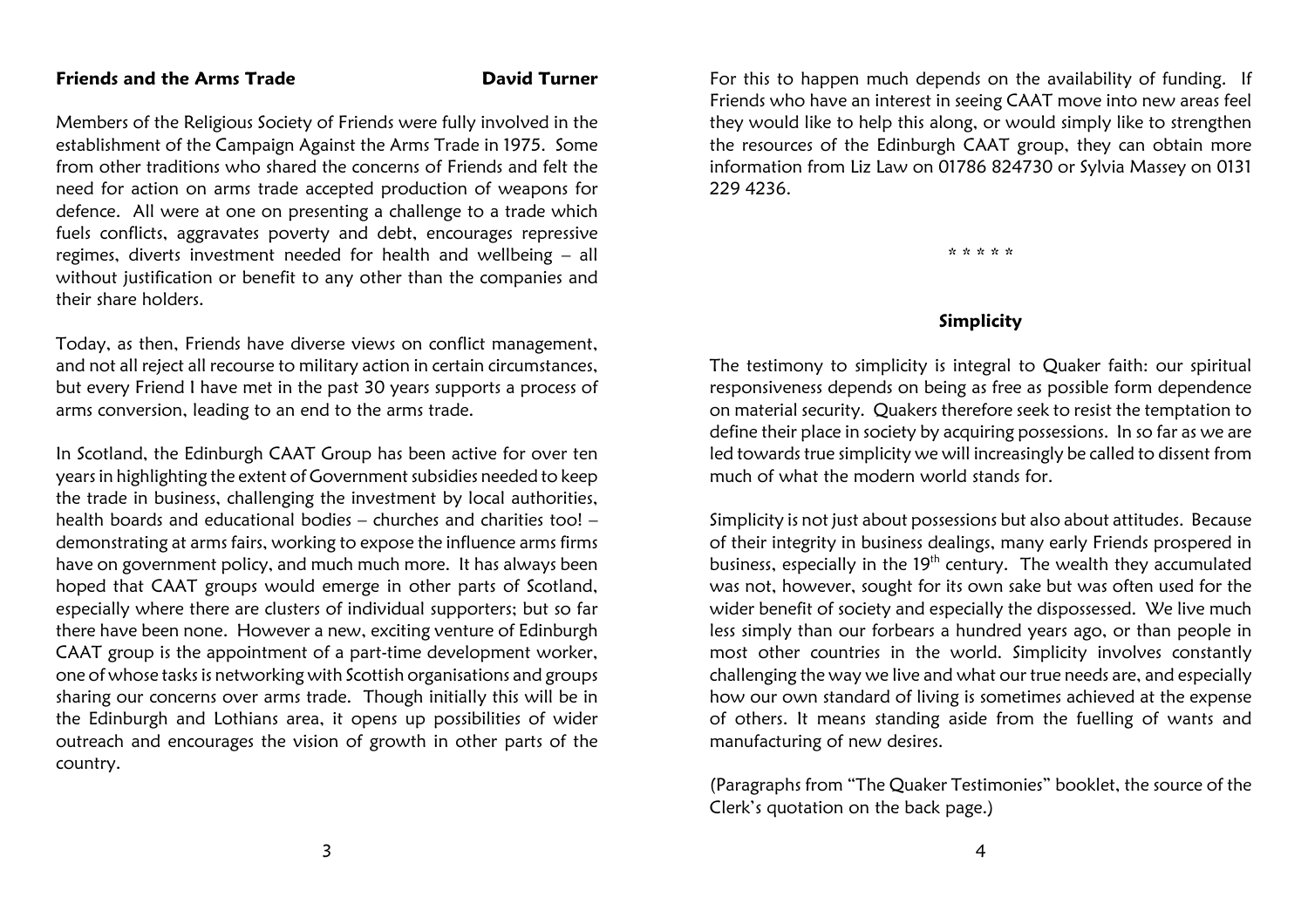## Friends and the Arms Trade

**David Turner**

Members of the Religious Society of Friends were fully involved in the establishment of the Campaign Against the Arms Trade in 1975. Some from other traditions who shared the concerns of Friends and felt the need for action on arms trade accepted production of weapons for defence. All were at one on presenting a challenge to a trade which fuels conflicts, aggravates poverty and debt, encourages repressive regimes, diverts investment needed for health and wellbeing – all without justification or benefit to any other than the companies and their share holders.

Today, as then, Friends have diverse views on conflict management, and not all reject all recourse to military action in certain circumstances, but every Friend I have met in the past 30 years supports a process of arms conversion, leading to an end to the arms trade.

In Scotland, the Edinburgh CAAT Group has been active for over ten years in highlighting the extent of Government subsidies needed to keep the trade in business, challenging the investment by local authorities, health boards and educational bodies – churches and charities too! – demonstrating at arms fairs, working to expose the influence arms firms have on government policy, and much much more. It has always been hoped that CAAT groups would emerge in other parts of Scotland, especially where there are clusters of individual supporters; but so far there have been none. However a new, exciting venture of Edinburgh CAAT group is the appointment of a part-time development worker, one of whose tasks is networking with Scottish organisations and groups sharing our concerns over arms trade. Though initially this will be in the Edinburgh and Lothians area, it opens up possibilities of wider outreach and encourages the vision of growth in other parts of the country.

For this to happen much depends on the availability of funding. If Friends who have an interest in seeing CAAT move into new areas feel they would like to help this along, or would simply like to strengthen the resources of the Edinburgh CAAT group, they can obtain more information from Liz Law on 01786 824730 or Sylvia Massey on 0131 229 4236.

\* \* \* \* \*

## Simplicity

The testimony to simplicity is integral to Quaker faith: our spiritual responsiveness depends on being as free as possible form dependence on material security. Quakers therefore seek to resist the temptation to define their place in society by acquiring possessions. In so far as we are led towards true simplicity we will increasingly be called to dissent from much of what the modern world stands for.

Simplicity is not just about possessions but also about attitudes. Because of their integrity in business dealings, many early Friends prospered in business, especially in the 19th century. The wealth they accumulated was not, however, sought for its own sake but was often used for the wider benefit of society and especially the dispossessed. We live much less simply than our forbears a hundred years ago, or than people in most other countries in the world. Simplicity involves constantly challenging the way we live and what our true needs are, and especially how our own standard of living is sometimes achieved at the expense of others. It means standing aside from the fuelling of wants and manufacturing of new desires.

(Paragraphs from "The Quaker Testimonies" booklet, the source of the Clerk's quotation on the back page.)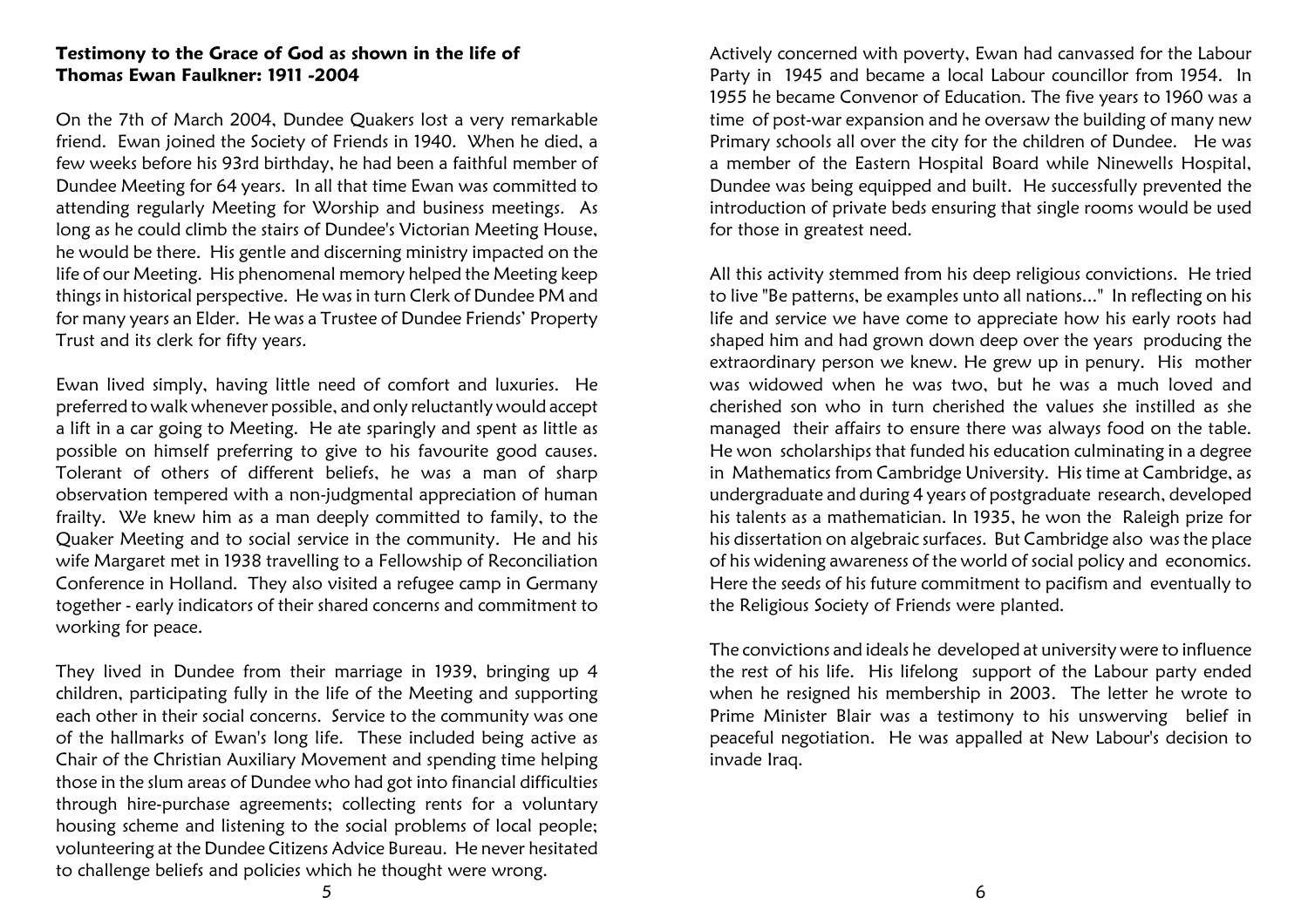**Testimony to the Grace of God as shown in the life of Thomas Ewan Faulkner: 1911 -2004**

On the 7th of March 2004, Dundee Quakers lost a very remarkable friend. Ewan joined the Society of Friends in 1940. When he died, a few weeks before his 93rd birthday, he had been a faithful member of Dundee Meeting for 64 years. In all that time Ewan was committed to attending regularly Meeting for Worship and business meetings. As long as he could climb the stairs of Dundee's Victorian Meeting House, he would be there. His gentle and discerning ministry impacted on the life of our Meeting. His phenomenal memory helped the Meeting keep things in historical perspective. He was in turn Clerk of Dundee PM and for many years an Elder. He was a Trustee of Dundee Friends' Property Trust and its clerk for fifty years.

Ewan lived simply, having little need of comfort and luxuries. He preferred to walk whenever possible, and only reluctantly would accept a lift in a car going to Meeting. He ate sparingly and spent as little as possible on himself preferring to give to his favourite good causes. Tolerant of others of different beliefs, he was a man of sharp observation tempered with a non-judgmental appreciation of human frailty. We knew him as a man deeply committed to family, to the Quaker Meeting and to social service in the community. He and his wife Margaret met in 1938 travelling to a Fellowship of Reconciliation Conference in Holland. They also visited a refugee camp in Germany together - early indicators of their shared concerns and commitment to working for peace.

They lived in Dundee from their marriage in 1939, bringing up 4 children, participating fully in the life of the Meeting and supporting each other in their social concerns. Service to the community was one of the hallmarks of Ewan's long life. These included being active as Chair of the Christian Auxiliary Movement and spending time helping those in the slum areas of Dundee who had got into financial difficulties through hire-purchase agreements; collecting rents for a voluntary housing scheme and listening to the social problems of local people; volunteering at the Dundee Citizens Advice Bureau. He never hesitated to challenge beliefs and policies which he thought were wrong.

Actively concerned with poverty, Ewan had canvassed for the Labour Party in 1945 and became a local Labour councillor from 1954. In 1955 he became Convenor of Education. The five years to 1960 was a time of post-war expansion and he oversaw the building of many new Primary schools all over the city for the children of Dundee. He was a member of the Eastern Hospital Board while Ninewells Hospital, Dundee was being equipped and built. He successfully prevented the introduction of private beds ensuring that single rooms would be used for those in greatest need.

All this activity stemmed from his deep religious convictions. He tried to live "Be patterns, be examples unto all nations..." In reflecting on his life and service we have come to appreciate how his early roots had shaped him and had grown down deep over the years producing the extraordinary person we knew. He grew up in penury. His mother was widowed when he was two, but he was a much loved and cherished son who in turn cherished the values she instilled as she managed their affairs to ensure there was always food on the table. He won scholarships that funded his education culminating in a degree in Mathematics from Cambridge University. His time at Cambridge, as undergraduate and during 4 years of postgraduate research, developed his talents as a mathematician. In 1935, he won the Raleigh prize for his dissertation on algebraic surfaces. But Cambridge also was the place of his widening awareness of the world of social policy and economics. Here the seeds of his future commitment to pacifism and eventually to the Religious Society of Friends were planted.

The convictions and ideals he developed at university were to influence the rest of his life. His lifelong support of the Labour party ended when he resigned his membership in 2003. The letter he wrote to Prime Minister Blair was a testimony to his unswerving belief in peaceful negotiation. He was appalled at New Labour's decision to invade Iraq.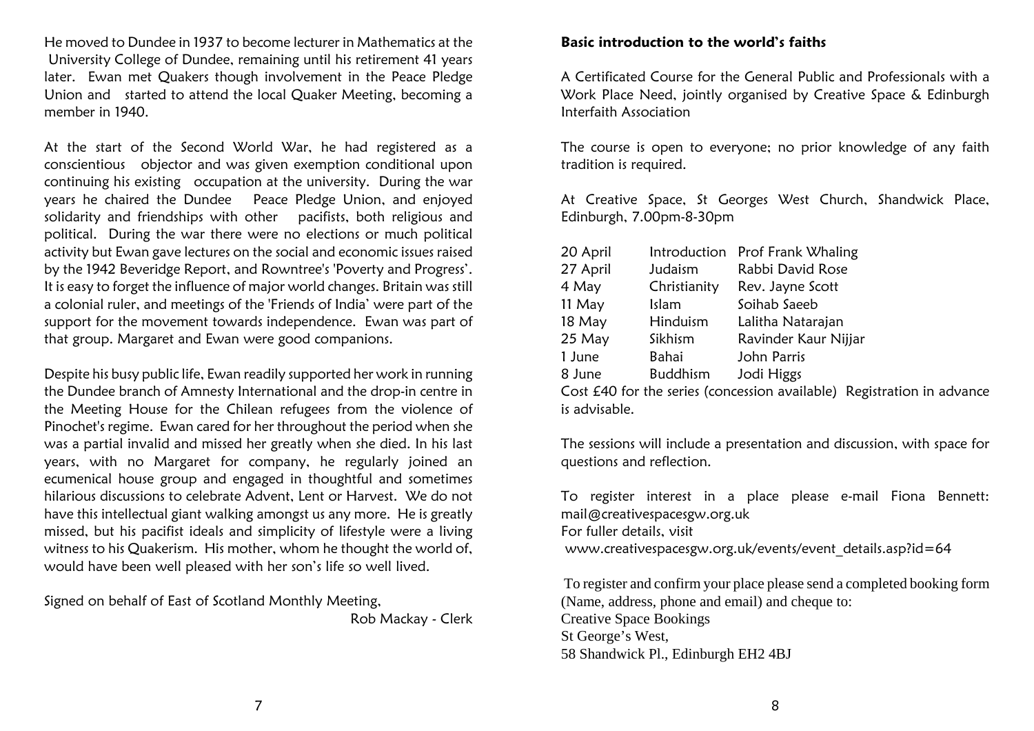He moved to Dundee in 1937 to become lecturer in Mathematics at the University College of Dundee, remaining until his retirement 41 years later. Ewan met Quakers though involvement in the Peace Pledge Union and started to attend the local Quaker Meeting, becoming a member in 1940.

At the start of the Second World War, he had registered as a conscientious objector and was given exemption conditional upon continuing his existing occupation at the university. During the war years he chaired the Dundee Peace Pledge Union, and enjoyed solidarity and friendships with other pacifists, both religious and political. During the war there were no elections or much political activity but Ewan gave lectures on the social and economic issues raised by the 1942 Beveridge Report, and Rowntree's 'Poverty and Progress'. It is easy to forget the influence of major world changes. Britain was still a colonial ruler, and meetings of the 'Friends of India' were part of the support for the movement towards independence. Ewan was part of that group. Margaret and Ewan were good companions.

Despite his busy public life, Ewan readily supported her work in running the Dundee branch of Amnesty International and the drop-in centre in the Meeting House for the Chilean refugees from the violence of Pinochet's regime. Ewan cared for her throughout the period when she was a partial invalid and missed her greatly when she died. In his last years, with no Margaret for company, he regularly joined an ecumenical house group and engaged in thoughtful and sometimes hilarious discussions to celebrate Advent, Lent or Harvest. We do not have this intellectual giant walking amongst us any more. He is greatly missed, but his pacifist ideals and simplicity of lifestyle were a living witness to his Quakerism. His mother, whom he thought the world of, would have been well pleased with her son's life so well lived.

Signed on behalf of East of Scotland Monthly Meeting,

Rob Mackay - Clerk

**Basic introduction to the world's faiths**

A Certificated Course for the General Public and Professionals with a Work Place Need, jointly organised by Creative Space & Edinburgh Interfaith Association

The course is open to everyone; no prior knowledge of any faith tradition is required.

At Creative Space, St Georges West Church, Shandwick Place, Edinburgh, 7.00pm-8-30pm

| | | |
|---|---|---|
| 20 April | Introduction | Prof Frank Whaling |
| 27 April | Judaism | Rabbi David Rose |
| 4 May | Christianity | Rev. Jayne Scott |
| 11 May | Islam | Soihab Saeeb |
| 18 May | Hinduism | Lalitha Natarajan |
| 25 May | Sikhism | Ravinder Kaur Nijjar |
| 1 June | Bahai | John Parris |
| 8 June | Buddhism | Jodi Higgs |

Cost £40 for the series (concession available) Registration in advance is advisable.

The sessions will include a presentation and discussion, with space for questions and reflection.

To register interest in a place please e-mail Fiona Bennett: mail@creativespacesgw.org.uk
For fuller details, visit
www.creativespacesgw.org.uk/events/event_details.asp?id=64

To register and confirm your place please send a completed booking form (Name, address, phone and email) and cheque to:
Creative Space Bookings
St George's West,
58 Shandwick Pl., Edinburgh EH2 4BJ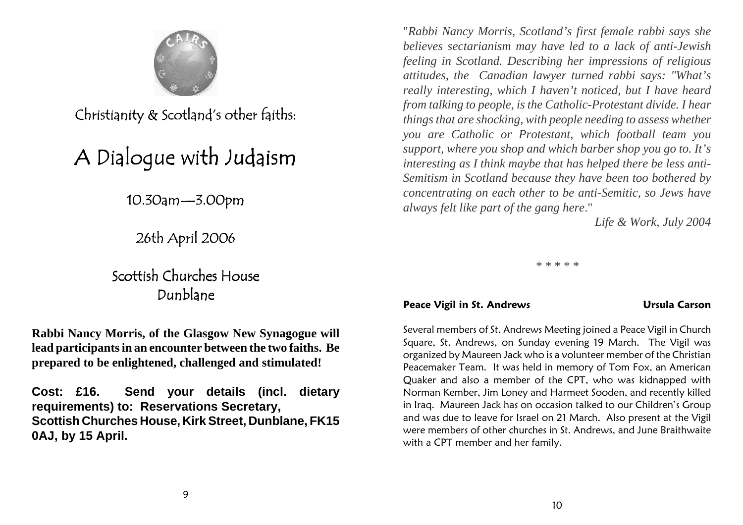Christianity & Scotland's other faiths:

# A Dialogue with Judaism

10.30am—3.00pm

26th April 2006

Scottish Churches House
Dunblane

**Rabbi Nancy Morris, of the Glasgow New Synagogue will lead participants in an encounter between the two faiths. Be prepared to be enlightened, challenged and stimulated!**

**Cost: £16. Send your details (incl. dietary requirements) to: Reservations Secretary, Scottish Churches House, Kirk Street, Dunblane, FK15 0AJ, by 15 April.**

"*Rabbi Nancy Morris, Scotland's first female rabbi says she believes sectarianism may have led to a lack of anti-Jewish feeling in Scotland. Describing her impressions of religious attitudes, the Canadian lawyer turned rabbi says: "What's really interesting, which I haven't noticed, but I have heard from talking to people, is the Catholic-Protestant divide. I hear things that are shocking, with people needing to assess whether you are Catholic or Protestant, which football team you support, where you shop and which barber shop you go to. It's interesting as I think maybe that has helped there be less anti-Semitism in Scotland because they have been too bothered by concentrating on each other to be anti-Semitic, so Jews have always felt like part of the gang here.*"

*Life & Work, July 2004*

\* \* \* \* \*

### Peace Vigil in St. Andrews — Ursula Carson

Several members of St. Andrews Meeting joined a Peace Vigil in Church Square, St. Andrews, on Sunday evening 19 March. The Vigil was organized by Maureen Jack who is a volunteer member of the Christian Peacemaker Team. It was held in memory of Tom Fox, an American Quaker and also a member of the CPT, who was kidnapped with Norman Kember, Jim Loney and Harmeet Sooden, and recently killed in Iraq. Maureen Jack has on occasion talked to our Children's Group and was due to leave for Israel on 21 March. Also present at the Vigil were members of other churches in St. Andrews, and June Braithwaite with a CPT member and her family.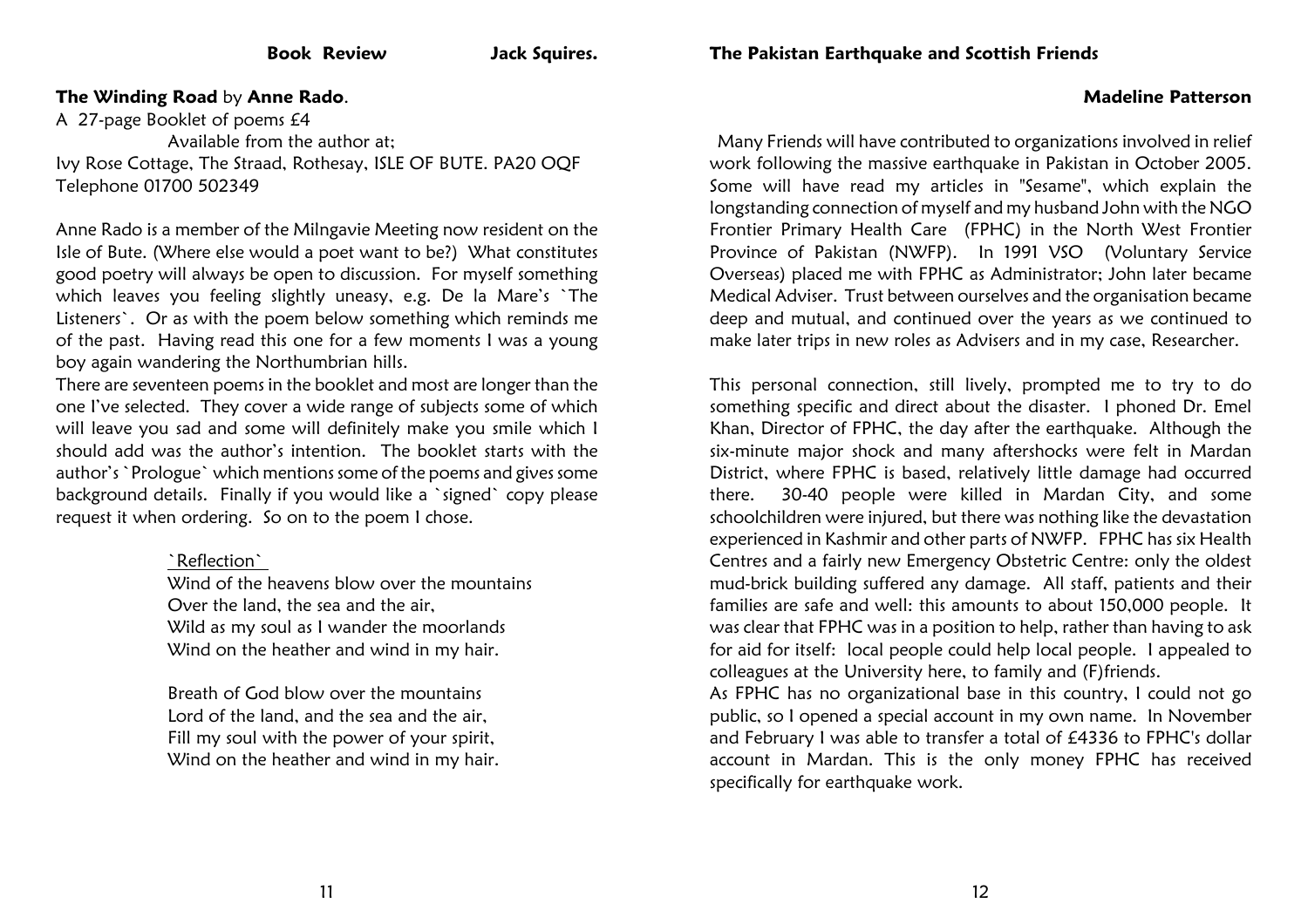## Book Review

**Jack Squires.**

### **The Winding Road** by **Anne Rado**.

A 27-page Booklet of poems £4
Available from the author at;
Ivy Rose Cottage, The Straad, Rothesay, ISLE OF BUTE. PA20 OQF
Telephone 01700 502349

Anne Rado is a member of the Milngavie Meeting now resident on the Isle of Bute. (Where else would a poet want to be?) What constitutes good poetry will always be open to discussion. For myself something which leaves you feeling slightly uneasy, e.g. De la Mare's `The Listeners`. Or as with the poem below something which reminds me of the past. Having read this one for a few moments I was a young boy again wandering the Northumbrian hills.

There are seventeen poems in the booklet and most are longer than the one I've selected. They cover a wide range of subjects some of which will leave you sad and some will definitely make you smile which I should add was the author's intention. The booklet starts with the author's `Prologue` which mentions some of the poems and gives some background details. Finally if you would like a `signed` copy please request it when ordering. So on to the poem I chose.

`Reflection`

Wind of the heavens blow over the mountains
Over the land, the sea and the air,
Wild as my soul as I wander the moorlands
Wind on the heather and wind in my hair.

Breath of God blow over the mountains
Lord of the land, and the sea and the air,
Fill my soul with the power of your spirit,
Wind on the heather and wind in my hair.

## The Pakistan Earthquake and Scottish Friends

**Madeline Patterson**

Many Friends will have contributed to organizations involved in relief work following the massive earthquake in Pakistan in October 2005. Some will have read my articles in "Sesame", which explain the longstanding connection of myself and my husband John with the NGO Frontier Primary Health Care (FPHC) in the North West Frontier Province of Pakistan (NWFP). In 1991 VSO (Voluntary Service Overseas) placed me with FPHC as Administrator; John later became Medical Adviser. Trust between ourselves and the organisation became deep and mutual, and continued over the years as we continued to make later trips in new roles as Advisers and in my case, Researcher.

This personal connection, still lively, prompted me to try to do something specific and direct about the disaster. I phoned Dr. Emel Khan, Director of FPHC, the day after the earthquake. Although the six-minute major shock and many aftershocks were felt in Mardan District, where FPHC is based, relatively little damage had occurred there. 30-40 people were killed in Mardan City, and some schoolchildren were injured, but there was nothing like the devastation experienced in Kashmir and other parts of NWFP. FPHC has six Health Centres and a fairly new Emergency Obstetric Centre: only the oldest mud-brick building suffered any damage. All staff, patients and their families are safe and well: this amounts to about 150,000 people. It was clear that FPHC was in a position to help, rather than having to ask for aid for itself: local people could help local people. I appealed to colleagues at the University here, to family and (F)friends.

As FPHC has no organizational base in this country, I could not go public, so I opened a special account in my own name. In November and February I was able to transfer a total of £4336 to FPHC's dollar account in Mardan. This is the only money FPHC has received specifically for earthquake work.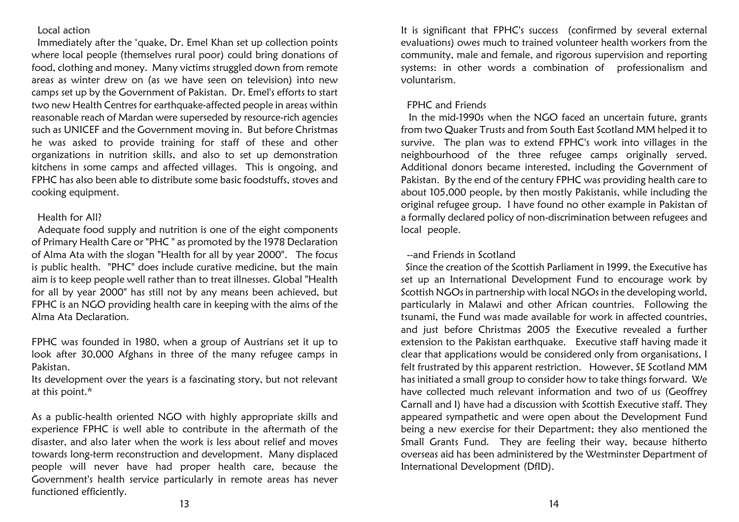## Local action

Immediately after the 'quake, Dr. Emel Khan set up collection points where local people (themselves rural poor) could bring donations of food, clothing and money. Many victims struggled down from remote areas as winter drew on (as we have seen on television) into new camps set up by the Government of Pakistan. Dr. Emel's efforts to start two new Health Centres for earthquake-affected people in areas within reasonable reach of Mardan were superseded by resource-rich agencies such as UNICEF and the Government moving in. But before Christmas he was asked to provide training for staff of these and other organizations in nutrition skills, and also to set up demonstration kitchens in some camps and affected villages. This is ongoing, and FPHC has also been able to distribute some basic foodstuffs, stoves and cooking equipment.

## Health for All?

Adequate food supply and nutrition is one of the eight components of Primary Health Care or "PHC " as promoted by the 1978 Declaration of Alma Ata with the slogan "Health for all by year 2000". The focus is public health. "PHC" does include curative medicine, but the main aim is to keep people well rather than to treat illnesses. Global "Health for all by year 2000" has still not by any means been achieved, but FPHC is an NGO providing health care in keeping with the aims of the Alma Ata Declaration.

FPHC was founded in 1980, when a group of Austrians set it up to look after 30,000 Afghans in three of the many refugee camps in Pakistan.

Its development over the years is a fascinating story, but not relevant at this point.*

As a public-health oriented NGO with highly appropriate skills and experience FPHC is well able to contribute in the aftermath of the disaster, and also later when the work is less about relief and moves towards long-term reconstruction and development. Many displaced people will never have had proper health care, because the Government's health service particularly in remote areas has never functioned efficiently.

It is significant that FPHC's success (confirmed by several external evaluations) owes much to trained volunteer health workers from the community, male and female, and rigorous supervision and reporting systems: in other words a combination of professionalism and voluntarism.

## FPHC and Friends

In the mid-1990s when the NGO faced an uncertain future, grants from two Quaker Trusts and from South East Scotland MM helped it to survive. The plan was to extend FPHC's work into villages in the neighbourhood of the three refugee camps originally served. Additional donors became interested, including the Government of Pakistan. By the end of the century FPHC was providing health care to about 105,000 people, by then mostly Pakistanis, while including the original refugee group. I have found no other example in Pakistan of a formally declared policy of non-discrimination between refugees and local people.

## --and Friends in Scotland

Since the creation of the Scottish Parliament in 1999, the Executive has set up an International Development Fund to encourage work by Scottish NGOs in partnership with local NGOs in the developing world, particularly in Malawi and other African countries. Following the tsunami, the Fund was made available for work in affected countries, and just before Christmas 2005 the Executive revealed a further extension to the Pakistan earthquake. Executive staff having made it clear that applications would be considered only from organisations, I felt frustrated by this apparent restriction. However, SE Scotland MM has initiated a small group to consider how to take things forward. We have collected much relevant information and two of us (Geoffrey Carnall and I) have had a discussion with Scottish Executive staff. They appeared sympathetic and were open about the Development Fund being a new exercise for their Department; they also mentioned the Small Grants Fund. They are feeling their way, because hitherto overseas aid has been administered by the Westminster Department of International Development (DfID).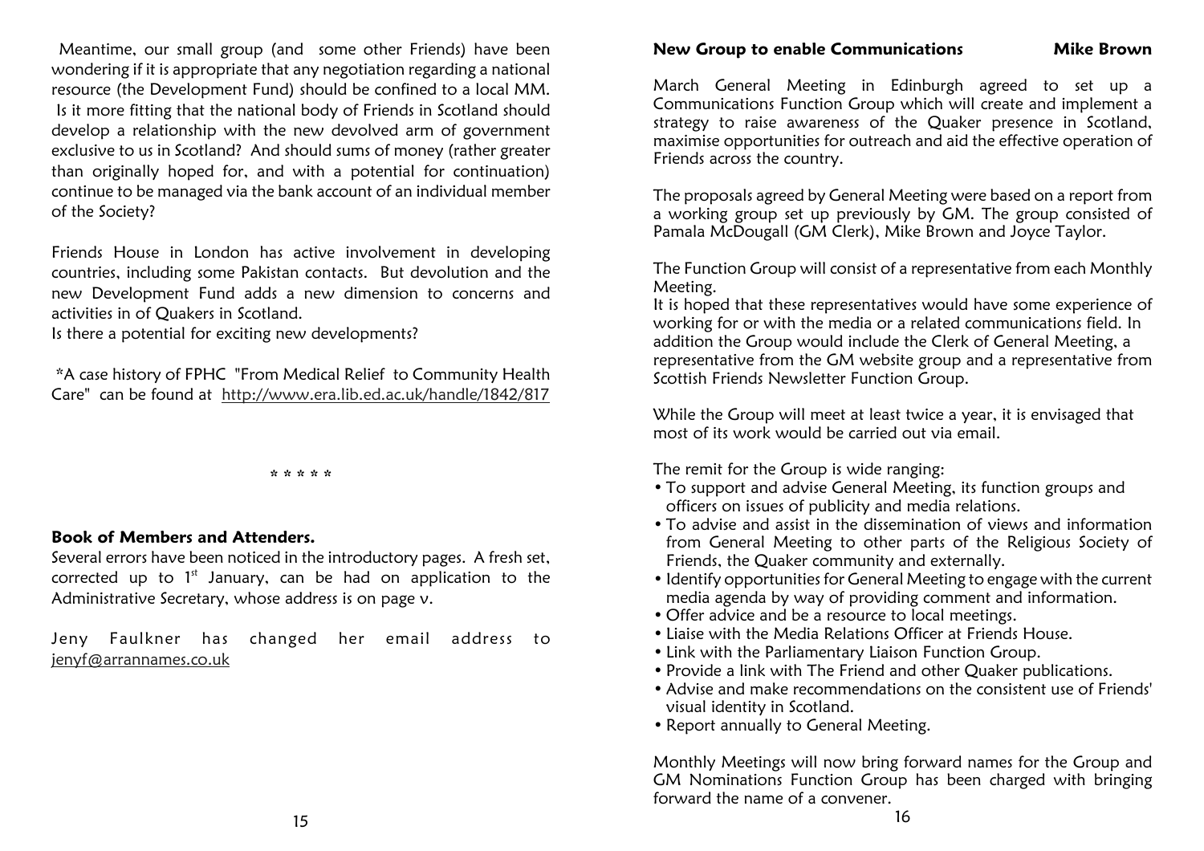Meantime, our small group (and some other Friends) have been wondering if it is appropriate that any negotiation regarding a national resource (the Development Fund) should be confined to a local MM. Is it more fitting that the national body of Friends in Scotland should develop a relationship with the new devolved arm of government exclusive to us in Scotland? And should sums of money (rather greater than originally hoped for, and with a potential for continuation) continue to be managed via the bank account of an individual member of the Society?

Friends House in London has active involvement in developing countries, including some Pakistan contacts. But devolution and the new Development Fund adds a new dimension to concerns and activities in of Quakers in Scotland.
Is there a potential for exciting new developments?

*A case history of FPHC "From Medical Relief to Community Health Care" can be found at http://www.era.lib.ed.ac.uk/handle/1842/817

\* \* \* \* \*

**Book of Members and Attenders.**
Several errors have been noticed in the introductory pages. A fresh set, corrected up to 1st January, can be had on application to the Administrative Secretary, whose address is on page v.

Jeny Faulkner has changed her email address to jenyf@arrannames.co.uk

## New Group to enable Communications — Mike Brown

March General Meeting in Edinburgh agreed to set up a Communications Function Group which will create and implement a strategy to raise awareness of the Quaker presence in Scotland, maximise opportunities for outreach and aid the effective operation of Friends across the country.

The proposals agreed by General Meeting were based on a report from a working group set up previously by GM. The group consisted of Pamala McDougall (GM Clerk), Mike Brown and Joyce Taylor.

The Function Group will consist of a representative from each Monthly Meeting.
It is hoped that these representatives would have some experience of working for or with the media or a related communications field. In addition the Group would include the Clerk of General Meeting, a representative from the GM website group and a representative from Scottish Friends Newsletter Function Group.

While the Group will meet at least twice a year, it is envisaged that most of its work would be carried out via email.

The remit for the Group is wide ranging:

- To support and advise General Meeting, its function groups and officers on issues of publicity and media relations.
- To advise and assist in the dissemination of views and information from General Meeting to other parts of the Religious Society of Friends, the Quaker community and externally.
- Identify opportunities for General Meeting to engage with the current media agenda by way of providing comment and information.
- Offer advice and be a resource to local meetings.
- Liaise with the Media Relations Officer at Friends House.
- Link with the Parliamentary Liaison Function Group.
- Provide a link with The Friend and other Quaker publications.
- Advise and make recommendations on the consistent use of Friends' visual identity in Scotland.
- Report annually to General Meeting.

Monthly Meetings will now bring forward names for the Group and GM Nominations Function Group has been charged with bringing forward the name of a convener.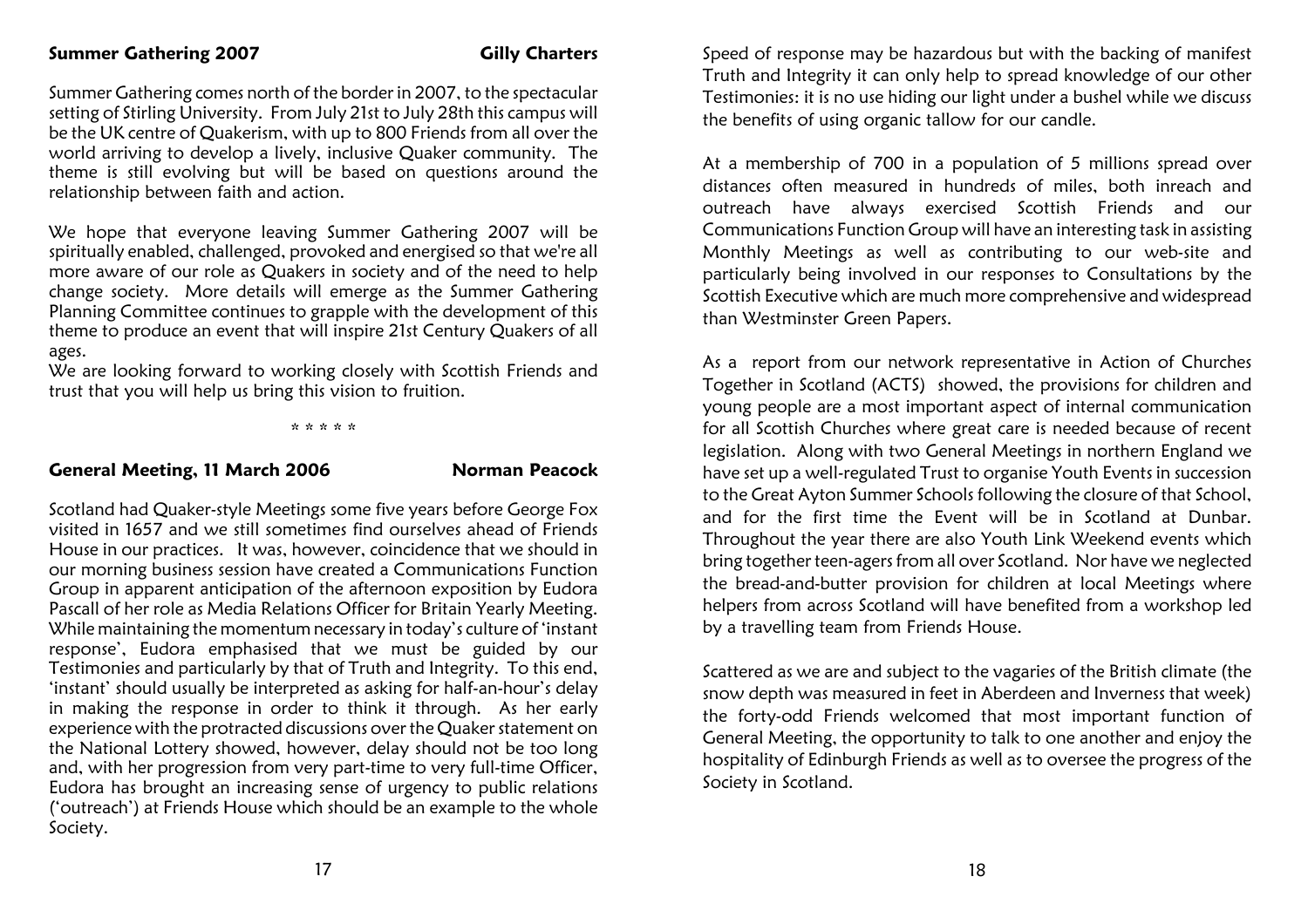## Summer Gathering 2007 — Gilly Charters

Summer Gathering comes north of the border in 2007, to the spectacular setting of Stirling University. From July 21st to July 28th this campus will be the UK centre of Quakerism, with up to 800 Friends from all over the world arriving to develop a lively, inclusive Quaker community. The theme is still evolving but will be based on questions around the relationship between faith and action.

We hope that everyone leaving Summer Gathering 2007 will be spiritually enabled, challenged, provoked and energised so that we're all more aware of our role as Quakers in society and of the need to help change society. More details will emerge as the Summer Gathering Planning Committee continues to grapple with the development of this theme to produce an event that will inspire 21st Century Quakers of all ages.

We are looking forward to working closely with Scottish Friends and trust that you will help us bring this vision to fruition.

* * * * *

## General Meeting, 11 March 2006 — Norman Peacock

Scotland had Quaker-style Meetings some five years before George Fox visited in 1657 and we still sometimes find ourselves ahead of Friends House in our practices. It was, however, coincidence that we should in our morning business session have created a Communications Function Group in apparent anticipation of the afternoon exposition by Eudora Pascall of her role as Media Relations Officer for Britain Yearly Meeting. While maintaining the momentum necessary in today's culture of 'instant response', Eudora emphasised that we must be guided by our Testimonies and particularly by that of Truth and Integrity. To this end, 'instant' should usually be interpreted as asking for half-an-hour's delay in making the response in order to think it through. As her early experience with the protracted discussions over the Quaker statement on the National Lottery showed, however, delay should not be too long and, with her progression from very part-time to very full-time Officer, Eudora has brought an increasing sense of urgency to public relations ('outreach') at Friends House which should be an example to the whole Society.

Speed of response may be hazardous but with the backing of manifest Truth and Integrity it can only help to spread knowledge of our other Testimonies: it is no use hiding our light under a bushel while we discuss the benefits of using organic tallow for our candle.

At a membership of 700 in a population of 5 millions spread over distances often measured in hundreds of miles, both inreach and outreach have always exercised Scottish Friends and our Communications Function Group will have an interesting task in assisting Monthly Meetings as well as contributing to our web-site and particularly being involved in our responses to Consultations by the Scottish Executive which are much more comprehensive and widespread than Westminster Green Papers.

As a report from our network representative in Action of Churches Together in Scotland (ACTS) showed, the provisions for children and young people are a most important aspect of internal communication for all Scottish Churches where great care is needed because of recent legislation. Along with two General Meetings in northern England we have set up a well-regulated Trust to organise Youth Events in succession to the Great Ayton Summer Schools following the closure of that School, and for the first time the Event will be in Scotland at Dunbar. Throughout the year there are also Youth Link Weekend events which bring together teen-agers from all over Scotland. Nor have we neglected the bread-and-butter provision for children at local Meetings where helpers from across Scotland will have benefited from a workshop led by a travelling team from Friends House.

Scattered as we are and subject to the vagaries of the British climate (the snow depth was measured in feet in Aberdeen and Inverness that week) the forty-odd Friends welcomed that most important function of General Meeting, the opportunity to talk to one another and enjoy the hospitality of Edinburgh Friends as well as to oversee the progress of the Society in Scotland.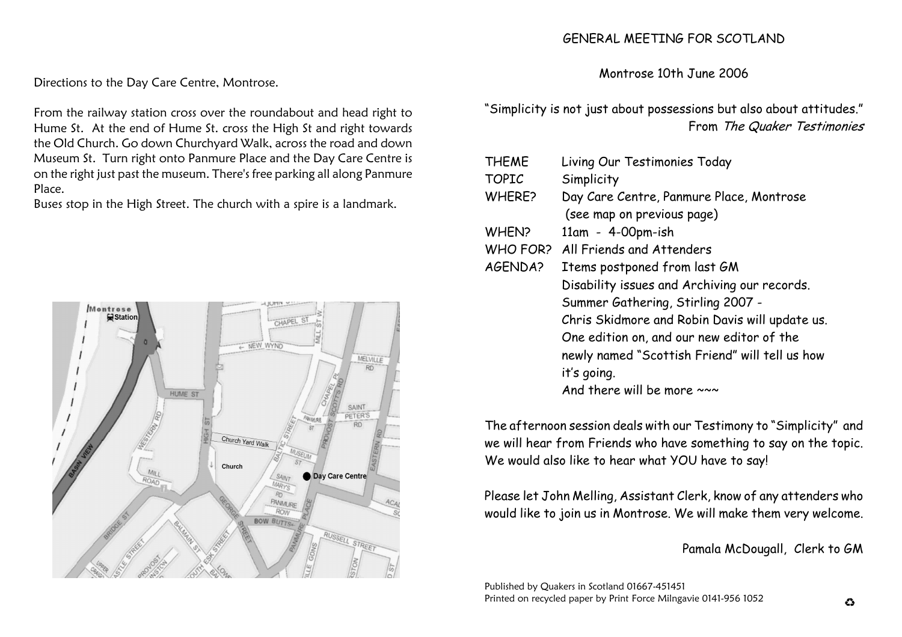Directions to the Day Care Centre, Montrose.

From the railway station cross over the roundabout and head right to Hume St. At the end of Hume St. cross the High St and right towards the Old Church. Go down Churchyard Walk, across the road and down Museum St. Turn right onto Panmure Place and the Day Care Centre is on the right just past the museum. There's free parking all along Panmure Place.

Buses stop in the High Street. The church with a spire is a landmark.

Montrose
Station
HUME ST
HIGH ST
Church Yard Walk
Church
MUSEUM ST
Day Care Centre
PANMURE PLACE
BASIN VIEW

GENERAL MEETING FOR SCOTLAND

Montrose 10th June 2006

"Simplicity is not just about possessions but also about attitudes."
From *The Quaker Testimonies*

| | |
|---|---|
| THEME | Living Our Testimonies Today |
| TOPIC | Simplicity |
| WHERE? | Day Care Centre, Panmure Place, Montrose (see map on previous page) |
| WHEN? | 11am - 4-00pm-ish |
| WHO FOR? | All Friends and Attenders |
| AGENDA? | Items postponed from last GM<br>Disability issues and Archiving our records.<br>Summer Gathering, Stirling 2007 - Chris Skidmore and Robin Davis will update us.<br>One edition on, and our new editor of the newly named "Scottish Friend" will tell us how it's going.<br>And there will be more ~~~ |

The afternoon session deals with our Testimony to "Simplicity" and we will hear from Friends who have something to say on the topic. We would also like to hear what YOU have to say!

Please let John Melling, Assistant Clerk, know of any attenders who would like to join us in Montrose. We will make them very welcome.

Pamala McDougall, Clerk to GM

Published by Quakers in Scotland 01667-451451
Printed on recycled paper by Print Force Milngavie 0141-956 1052